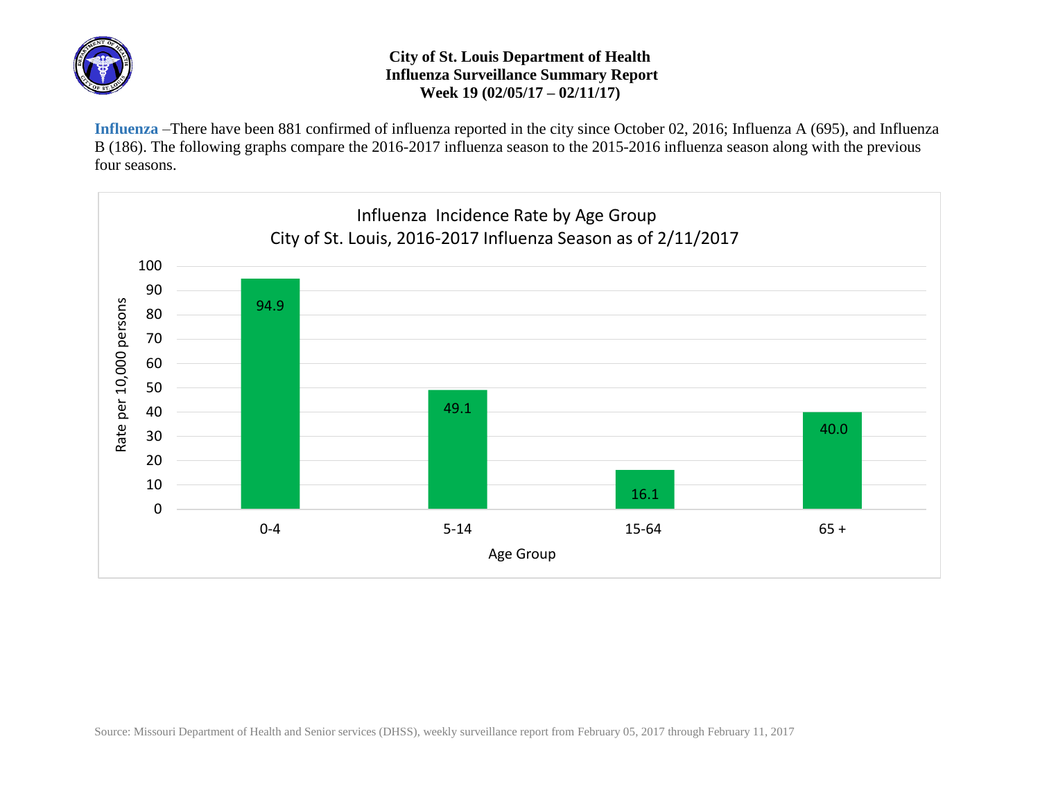# City of St. Louis Department of Health
## Influenza Surveillance Summary Report
### Week 19 (02/05/17 – 02/11/17)

**Influenza** –There have been 881 confirmed of influenza reported in the city since October 02, 2016; Influenza A (695), and Influenza B (186). The following graphs compare the 2016-2017 influenza season to the 2015-2016 influenza season along with the previous four seasons.

Influenza Incidence Rate by Age Group
City of St. Louis, 2016-2017 Influenza Season as of 2/11/2017

| Age Group | Rate per 10,000 persons |
| --- | --- |
| 0-4 | 94.9 |
| 5-14 | 49.1 |
| 15-64 | 16.1 |
| 65 + | 40.0 |

Source: Missouri Department of Health and Senior services (DHSS), weekly surveillance report from February 05, 2017 through February 11, 2017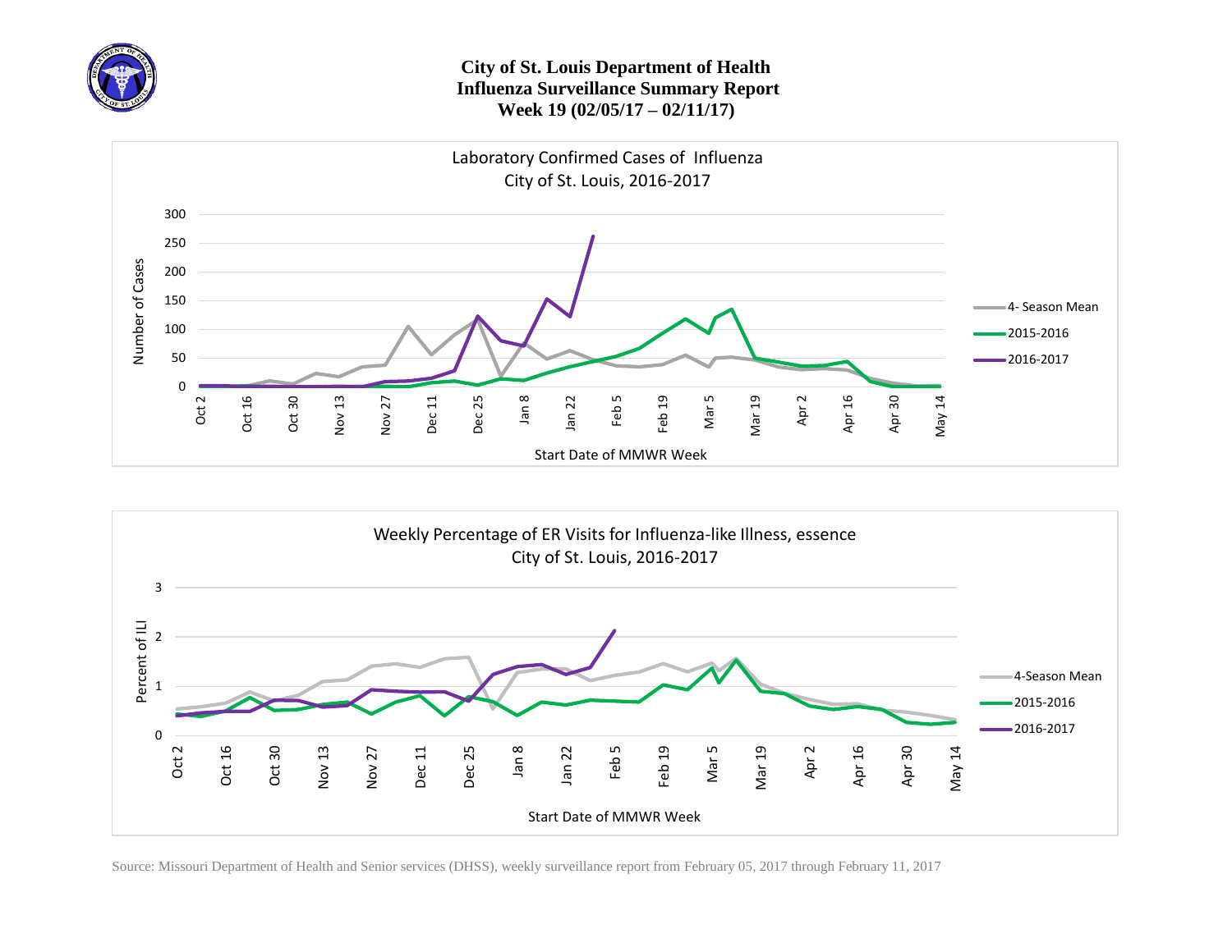# City of St. Louis Department of Health
## Influenza Surveillance Summary Report
### Week 19 (02/05/17 – 02/11/17)

Laboratory Confirmed Cases of Influenza
City of St. Louis, 2016-2017

Number of Cases

300
250
200
150
100
50
0

Oct 2
Oct 16
Oct 30
Nov 13
Nov 27
Dec 11
Dec 25
Jan 8
Jan 22
Feb 5
Feb 19
Mar 5
Mar 19
Apr 2
Apr 16
Apr 30
May 14

Start Date of MMWR Week

4- Season Mean
2015-2016
2016-2017

Weekly Percentage of ER Visits for Influenza-like Illness, essence
City of St. Louis, 2016-2017

Percent of ILI

3
2
1
0

Oct 2
Oct 16
Oct 30
Nov 13
Nov 27
Dec 11
Dec 25
Jan 8
Jan 22
Feb 5
Feb 19
Mar 5
Mar 19
Apr 2
Apr 16
Apr 30
May 14

Start Date of MMWR Week

4-Season Mean
2015-2016
2016-2017

Source: Missouri Department of Health and Senior services (DHSS), weekly surveillance report from February 05, 2017 through February 11, 2017